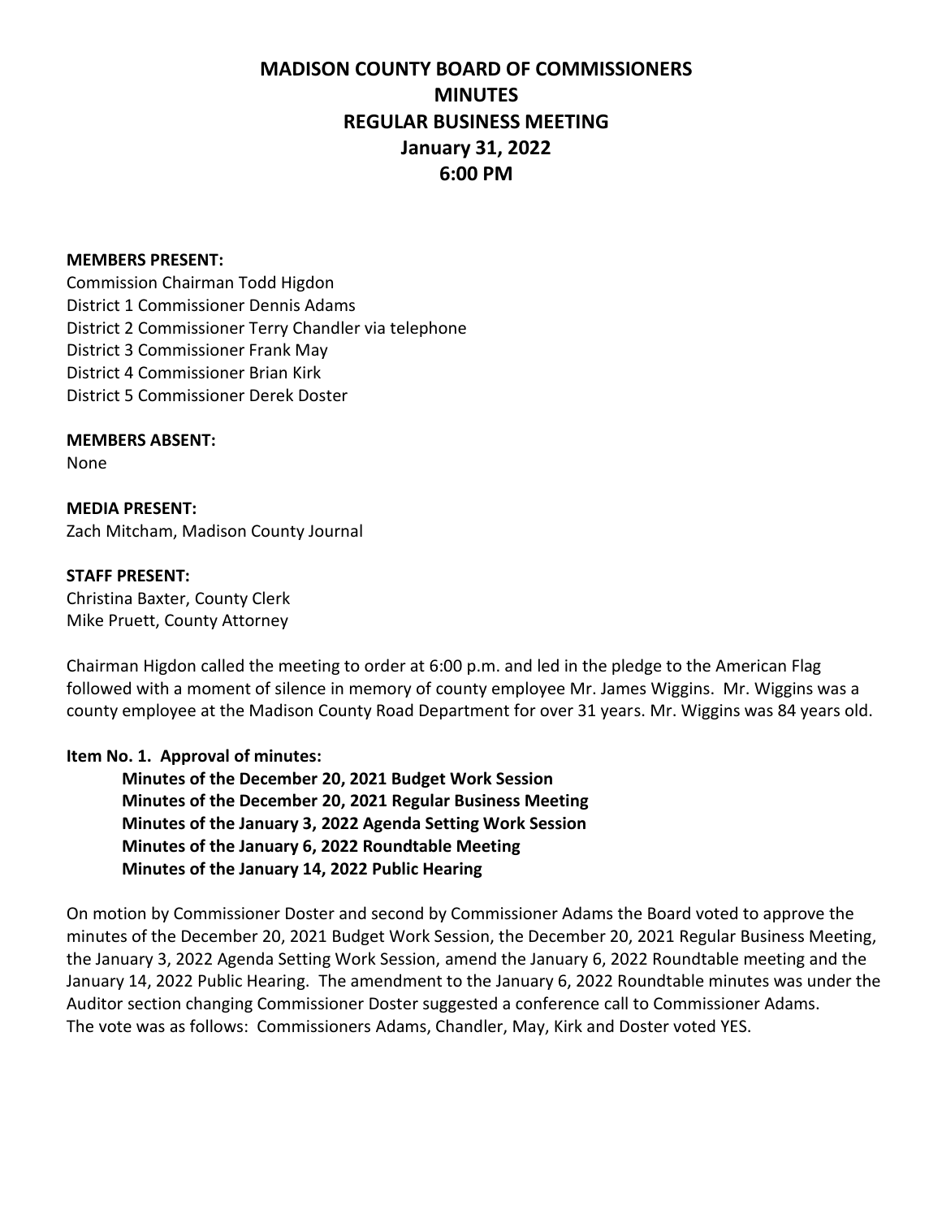# MADISON COUNTY BOARD OF COMMISSIONERS
# MINUTES
# REGULAR BUSINESS MEETING
# January 31, 2022
# 6:00 PM

**MEMBERS PRESENT:**
Commission Chairman Todd Higdon
District 1 Commissioner Dennis Adams
District 2 Commissioner Terry Chandler via telephone
District 3 Commissioner Frank May
District 4 Commissioner Brian Kirk
District 5 Commissioner Derek Doster

**MEMBERS ABSENT:**
None

**MEDIA PRESENT:**
Zach Mitcham, Madison County Journal

**STAFF PRESENT:**
Christina Baxter, County Clerk
Mike Pruett, County Attorney

Chairman Higdon called the meeting to order at 6:00 p.m. and led in the pledge to the American Flag followed with a moment of silence in memory of county employee Mr. James Wiggins. Mr. Wiggins was a county employee at the Madison County Road Department for over 31 years. Mr. Wiggins was 84 years old.

**Item No. 1. Approval of minutes:**

> **Minutes of the December 20, 2021 Budget Work Session**
> **Minutes of the December 20, 2021 Regular Business Meeting**
> **Minutes of the January 3, 2022 Agenda Setting Work Session**
> **Minutes of the January 6, 2022 Roundtable Meeting**
> **Minutes of the January 14, 2022 Public Hearing**

On motion by Commissioner Doster and second by Commissioner Adams the Board voted to approve the minutes of the December 20, 2021 Budget Work Session, the December 20, 2021 Regular Business Meeting, the January 3, 2022 Agenda Setting Work Session, amend the January 6, 2022 Roundtable meeting and the January 14, 2022 Public Hearing. The amendment to the January 6, 2022 Roundtable minutes was under the Auditor section changing Commissioner Doster suggested a conference call to Commissioner Adams.
The vote was as follows: Commissioners Adams, Chandler, May, Kirk and Doster voted YES.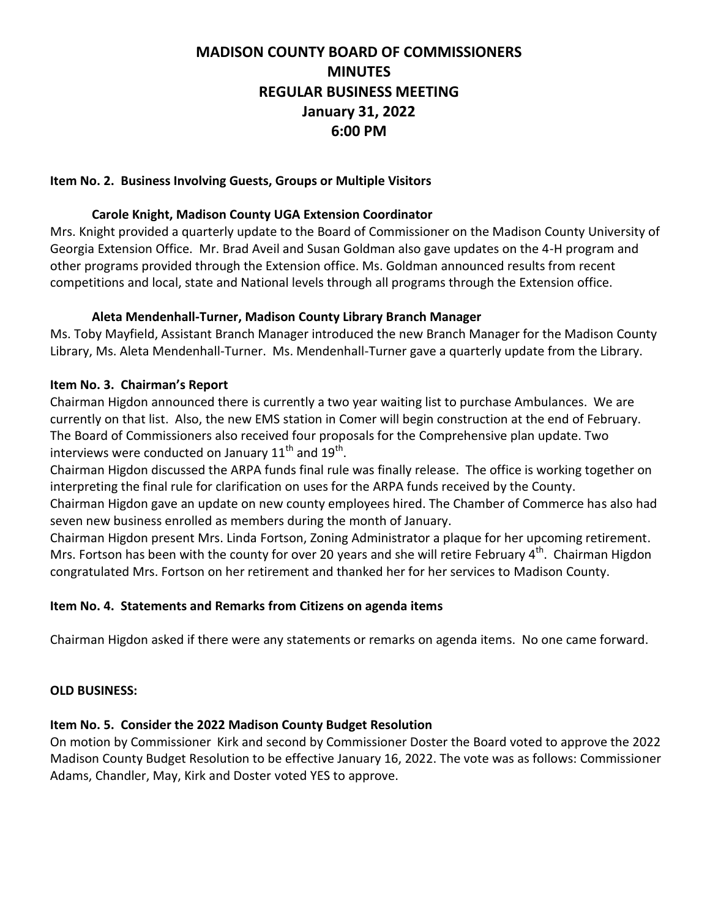# MADISON COUNTY BOARD OF COMMISSIONERS
# MINUTES
# REGULAR BUSINESS MEETING
# January 31, 2022
# 6:00 PM

**Item No. 2. Business Involving Guests, Groups or Multiple Visitors**

**Carole Knight, Madison County UGA Extension Coordinator**

Mrs. Knight provided a quarterly update to the Board of Commissioner on the Madison County University of Georgia Extension Office. Mr. Brad Aveil and Susan Goldman also gave updates on the 4-H program and other programs provided through the Extension office. Ms. Goldman announced results from recent competitions and local, state and National levels through all programs through the Extension office.

**Aleta Mendenhall-Turner, Madison County Library Branch Manager**

Ms. Toby Mayfield, Assistant Branch Manager introduced the new Branch Manager for the Madison County Library, Ms. Aleta Mendenhall-Turner. Ms. Mendenhall-Turner gave a quarterly update from the Library.

**Item No. 3. Chairman's Report**

Chairman Higdon announced there is currently a two year waiting list to purchase Ambulances. We are currently on that list. Also, the new EMS station in Comer will begin construction at the end of February. The Board of Commissioners also received four proposals for the Comprehensive plan update. Two interviews were conducted on January 11th and 19th.

Chairman Higdon discussed the ARPA funds final rule was finally release. The office is working together on interpreting the final rule for clarification on uses for the ARPA funds received by the County.

Chairman Higdon gave an update on new county employees hired. The Chamber of Commerce has also had seven new business enrolled as members during the month of January.

Chairman Higdon present Mrs. Linda Fortson, Zoning Administrator a plaque for her upcoming retirement. Mrs. Fortson has been with the county for over 20 years and she will retire February 4th. Chairman Higdon congratulated Mrs. Fortson on her retirement and thanked her for her services to Madison County.

**Item No. 4. Statements and Remarks from Citizens on agenda items**

Chairman Higdon asked if there were any statements or remarks on agenda items. No one came forward.

**OLD BUSINESS:**

**Item No. 5. Consider the 2022 Madison County Budget Resolution**

On motion by Commissioner Kirk and second by Commissioner Doster the Board voted to approve the 2022 Madison County Budget Resolution to be effective January 16, 2022. The vote was as follows: Commissioner Adams, Chandler, May, Kirk and Doster voted YES to approve.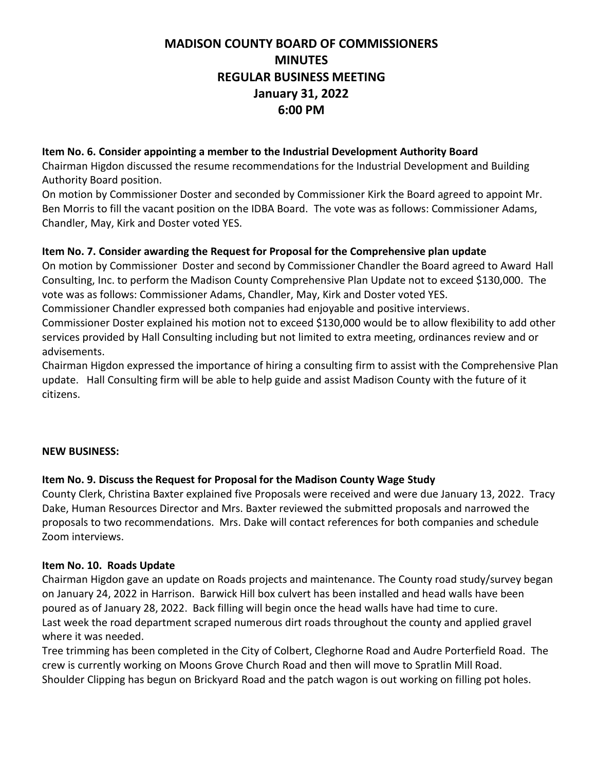# MADISON COUNTY BOARD OF COMMISSIONERS
# MINUTES
# REGULAR BUSINESS MEETING
# January 31, 2022
# 6:00 PM

**Item No. 6. Consider appointing a member to the Industrial Development Authority Board**

Chairman Higdon discussed the resume recommendations for the Industrial Development and Building Authority Board position.

On motion by Commissioner Doster and seconded by Commissioner Kirk the Board agreed to appoint Mr. Ben Morris to fill the vacant position on the IDBA Board. The vote was as follows: Commissioner Adams, Chandler, May, Kirk and Doster voted YES.

**Item No. 7. Consider awarding the Request for Proposal for the Comprehensive plan update**

On motion by Commissioner Doster and second by Commissioner Chandler the Board agreed to Award Hall Consulting, Inc. to perform the Madison County Comprehensive Plan Update not to exceed $130,000. The vote was as follows: Commissioner Adams, Chandler, May, Kirk and Doster voted YES.

Commissioner Chandler expressed both companies had enjoyable and positive interviews.

Commissioner Doster explained his motion not to exceed $130,000 would be to allow flexibility to add other services provided by Hall Consulting including but not limited to extra meeting, ordinances review and or advisements.

Chairman Higdon expressed the importance of hiring a consulting firm to assist with the Comprehensive Plan update. Hall Consulting firm will be able to help guide and assist Madison County with the future of it citizens.

**NEW BUSINESS:**

**Item No. 9. Discuss the Request for Proposal for the Madison County Wage Study**

County Clerk, Christina Baxter explained five Proposals were received and were due January 13, 2022. Tracy Dake, Human Resources Director and Mrs. Baxter reviewed the submitted proposals and narrowed the proposals to two recommendations. Mrs. Dake will contact references for both companies and schedule Zoom interviews.

**Item No. 10. Roads Update**

Chairman Higdon gave an update on Roads projects and maintenance. The County road study/survey began on January 24, 2022 in Harrison. Barwick Hill box culvert has been installed and head walls have been poured as of January 28, 2022. Back filling will begin once the head walls have had time to cure.

Last week the road department scraped numerous dirt roads throughout the county and applied gravel where it was needed.

Tree trimming has been completed in the City of Colbert, Cleghorne Road and Audre Porterfield Road. The crew is currently working on Moons Grove Church Road and then will move to Spratlin Mill Road.

Shoulder Clipping has begun on Brickyard Road and the patch wagon is out working on filling pot holes.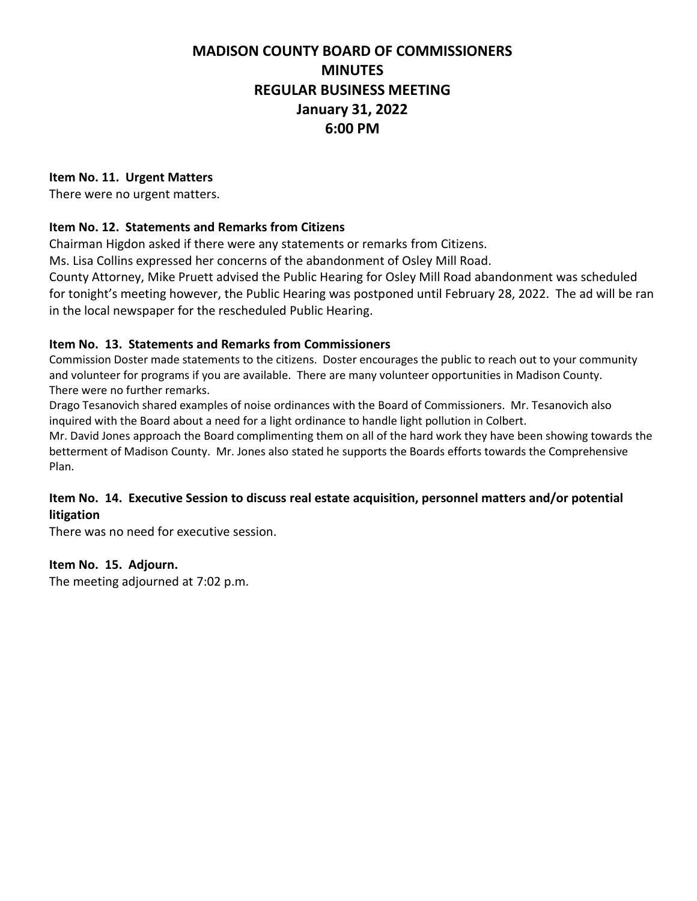# MADISON COUNTY BOARD OF COMMISSIONERS
# MINUTES
# REGULAR BUSINESS MEETING
# January 31, 2022
# 6:00 PM

**Item No. 11. Urgent Matters**

There were no urgent matters.

**Item No. 12. Statements and Remarks from Citizens**

Chairman Higdon asked if there were any statements or remarks from Citizens.

Ms. Lisa Collins expressed her concerns of the abandonment of Osley Mill Road.

County Attorney, Mike Pruett advised the Public Hearing for Osley Mill Road abandonment was scheduled for tonight's meeting however, the Public Hearing was postponed until February 28, 2022. The ad will be ran in the local newspaper for the rescheduled Public Hearing.

**Item No. 13. Statements and Remarks from Commissioners**

Commission Doster made statements to the citizens. Doster encourages the public to reach out to your community and volunteer for programs if you are available. There are many volunteer opportunities in Madison County.

There were no further remarks.

Drago Tesanovich shared examples of noise ordinances with the Board of Commissioners. Mr. Tesanovich also inquired with the Board about a need for a light ordinance to handle light pollution in Colbert.

Mr. David Jones approach the Board complimenting them on all of the hard work they have been showing towards the betterment of Madison County. Mr. Jones also stated he supports the Boards efforts towards the Comprehensive Plan.

**Item No. 14. Executive Session to discuss real estate acquisition, personnel matters and/or potential litigation**

There was no need for executive session.

**Item No. 15. Adjourn.**

The meeting adjourned at 7:02 p.m.